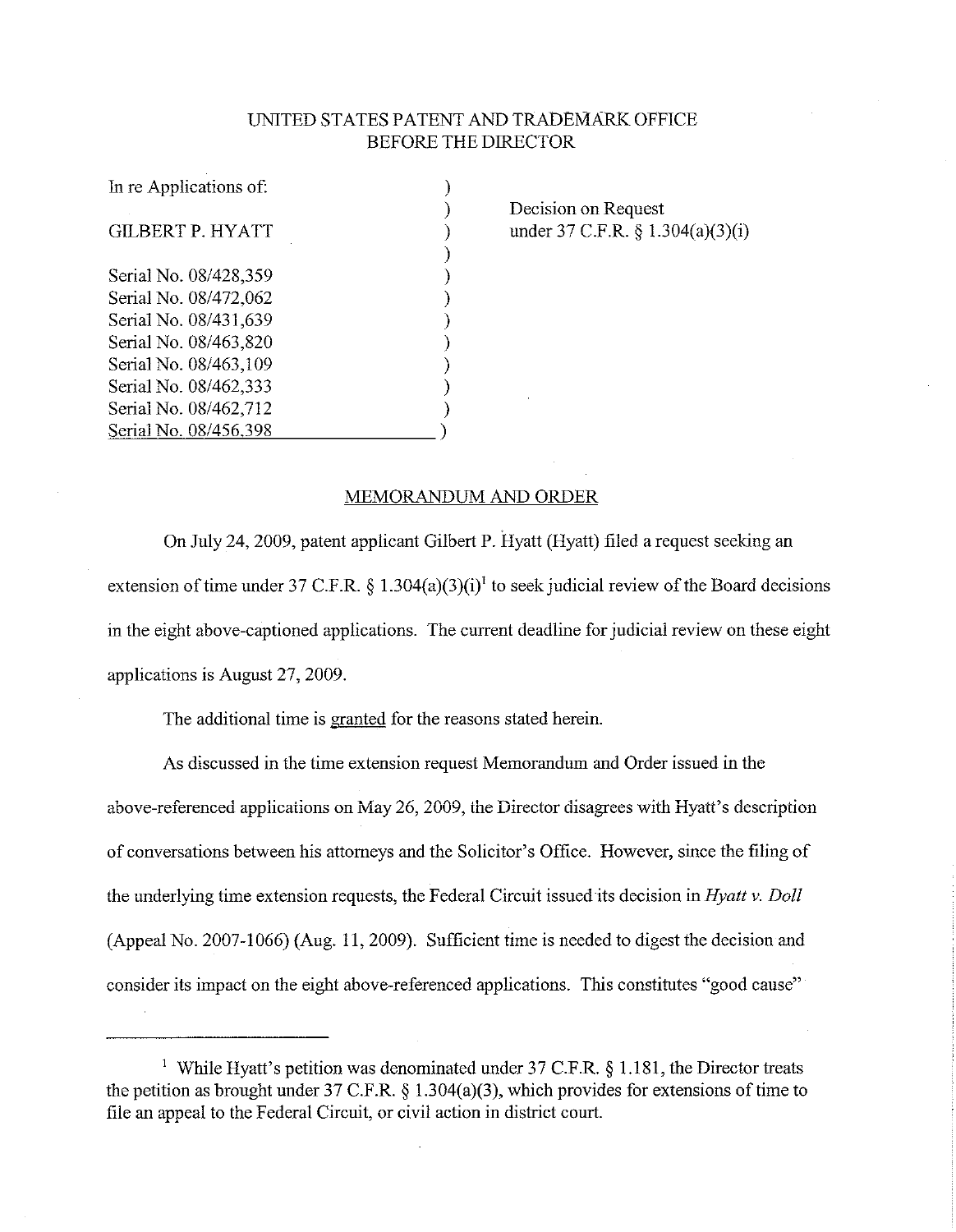UNITED STATES PATENT AND TRADEMARK OFFICE
BEFORE THE DIRECTOR

| | |
|---|---|
| In re Applications of:<br><br>GILBERT P. HYATT<br><br>Serial No. 08/428,359<br>Serial No. 08/472,062<br>Serial No. 08/431,639<br>Serial No. 08/463,820<br>Serial No. 08/463,109<br>Serial No. 08/462,333<br>Serial No. 08/462,712<br>Serial No. 08/456,398 | Decision on Request<br>under 37 C.F.R. § 1.304(a)(3)(i) |

## MEMORANDUM AND ORDER

On July 24, 2009, patent applicant Gilbert P. Hyatt (Hyatt) filed a request seeking an extension of time under 37 C.F.R. § 1.304(a)(3)(i)[1] to seek judicial review of the Board decisions in the eight above-captioned applications. The current deadline for judicial review on these eight applications is August 27, 2009.

The additional time is granted for the reasons stated herein.

As discussed in the time extension request Memorandum and Order issued in the above-referenced applications on May 26, 2009, the Director disagrees with Hyatt's description of conversations between his attorneys and the Solicitor's Office. However, since the filing of the underlying time extension requests, the Federal Circuit issued its decision in *Hyatt v. Doll* (Appeal No. 2007-1066) (Aug. 11, 2009). Sufficient time is needed to digest the decision and consider its impact on the eight above-referenced applications. This constitutes "good cause"

---

[1] While Hyatt's petition was denominated under 37 C.F.R. § 1.181, the Director treats the petition as brought under 37 C.F.R. § 1.304(a)(3), which provides for extensions of time to file an appeal to the Federal Circuit, or civil action in district court.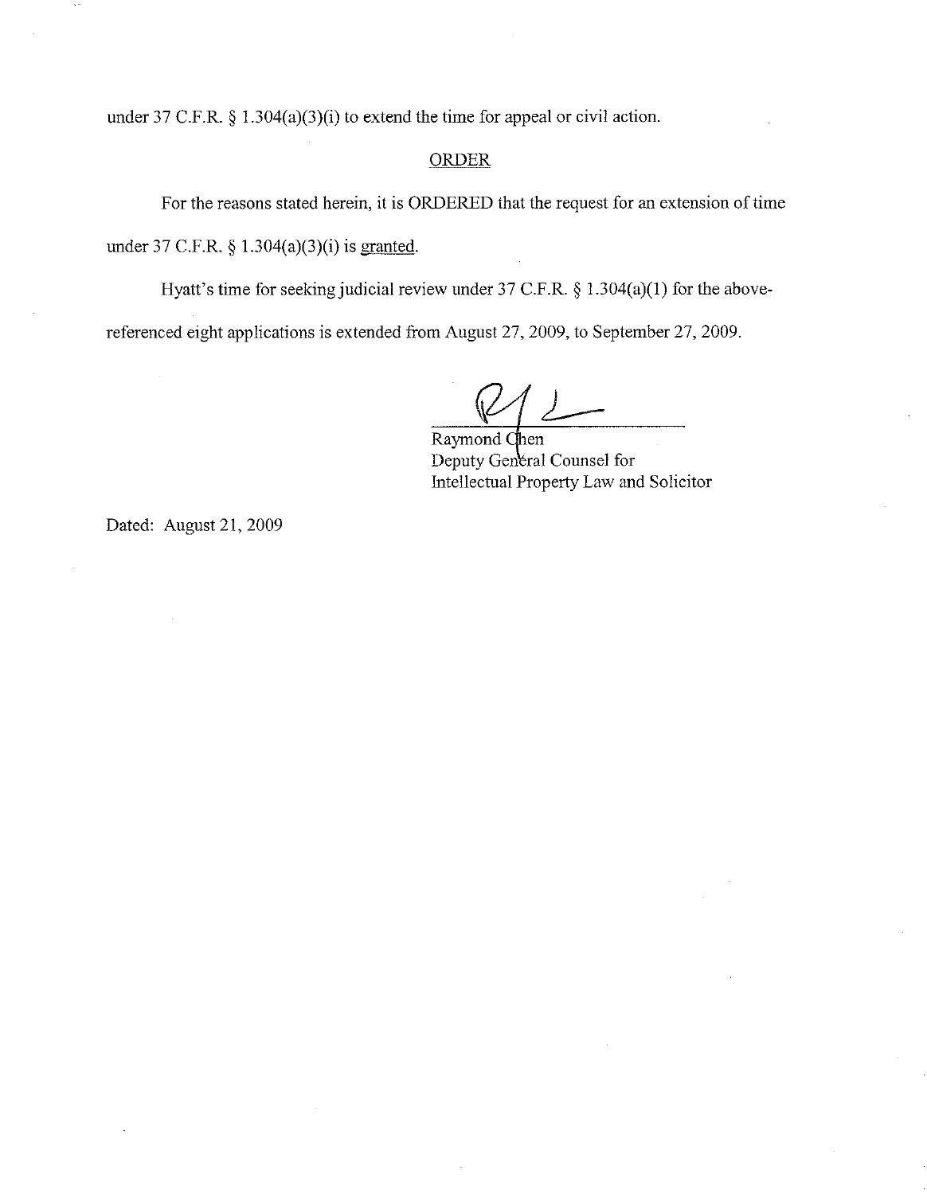under 37 C.F.R. § 1.304(a)(3)(i) to extend the time for appeal or civil action.

## ORDER

For the reasons stated herein, it is ORDERED that the request for an extension of time under 37 C.F.R. § 1.304(a)(3)(i) is granted.

Hyatt's time for seeking judicial review under 37 C.F.R. § 1.304(a)(1) for the above-referenced eight applications is extended from August 27, 2009, to September 27, 2009.

Raymond Chen
Deputy General Counsel for
Intellectual Property Law and Solicitor

Dated: August 21, 2009